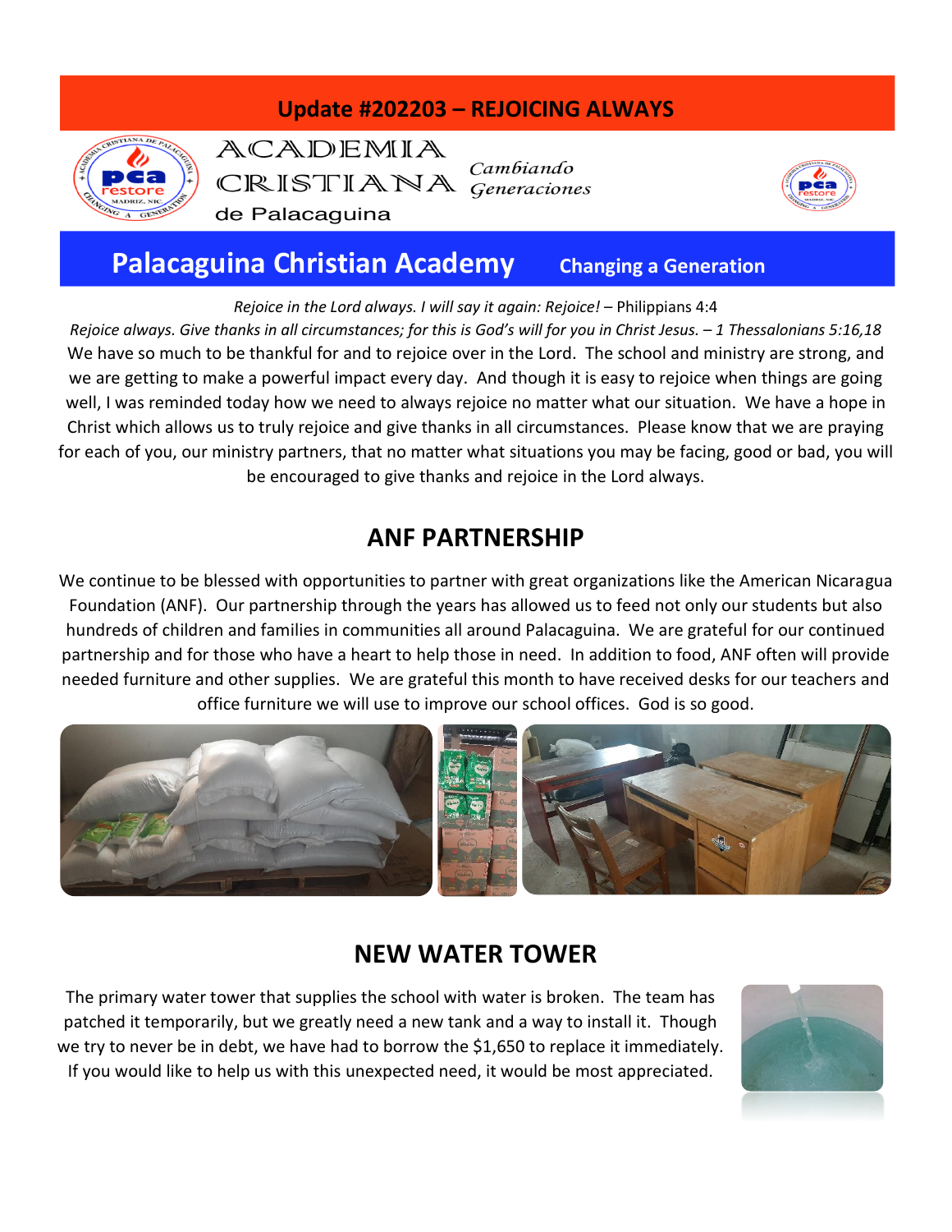## Update #202203 – REJOICING ALWAYS

ACADEMIA CRISTIANA de Palacaguina

*Cambiando Generaciones*

# Palacaguina Christian Academy

**Changing a Generation**

*Rejoice in the Lord always. I will say it again: Rejoice!* – Philippians 4:4

*Rejoice always. Give thanks in all circumstances; for this is God's will for you in Christ Jesus. – 1 Thessalonians 5:16,18*

We have so much to be thankful for and to rejoice over in the Lord. The school and ministry are strong, and we are getting to make a powerful impact every day. And though it is easy to rejoice when things are going well, I was reminded today how we need to always rejoice no matter what our situation. We have a hope in Christ which allows us to truly rejoice and give thanks in all circumstances. Please know that we are praying for each of you, our ministry partners, that no matter what situations you may be facing, good or bad, you will be encouraged to give thanks and rejoice in the Lord always.

## ANF PARTNERSHIP

We continue to be blessed with opportunities to partner with great organizations like the American Nicaragua Foundation (ANF). Our partnership through the years has allowed us to feed not only our students but also hundreds of children and families in communities all around Palacaguina. We are grateful for our continued partnership and for those who have a heart to help those in need. In addition to food, ANF often will provide needed furniture and other supplies. We are grateful this month to have received desks for our teachers and office furniture we will use to improve our school offices. God is so good.

## NEW WATER TOWER

The primary water tower that supplies the school with water is broken. The team has patched it temporarily, but we greatly need a new tank and a way to install it. Though we try to never be in debt, we have had to borrow the $1,650 to replace it immediately. If you would like to help us with this unexpected need, it would be most appreciated.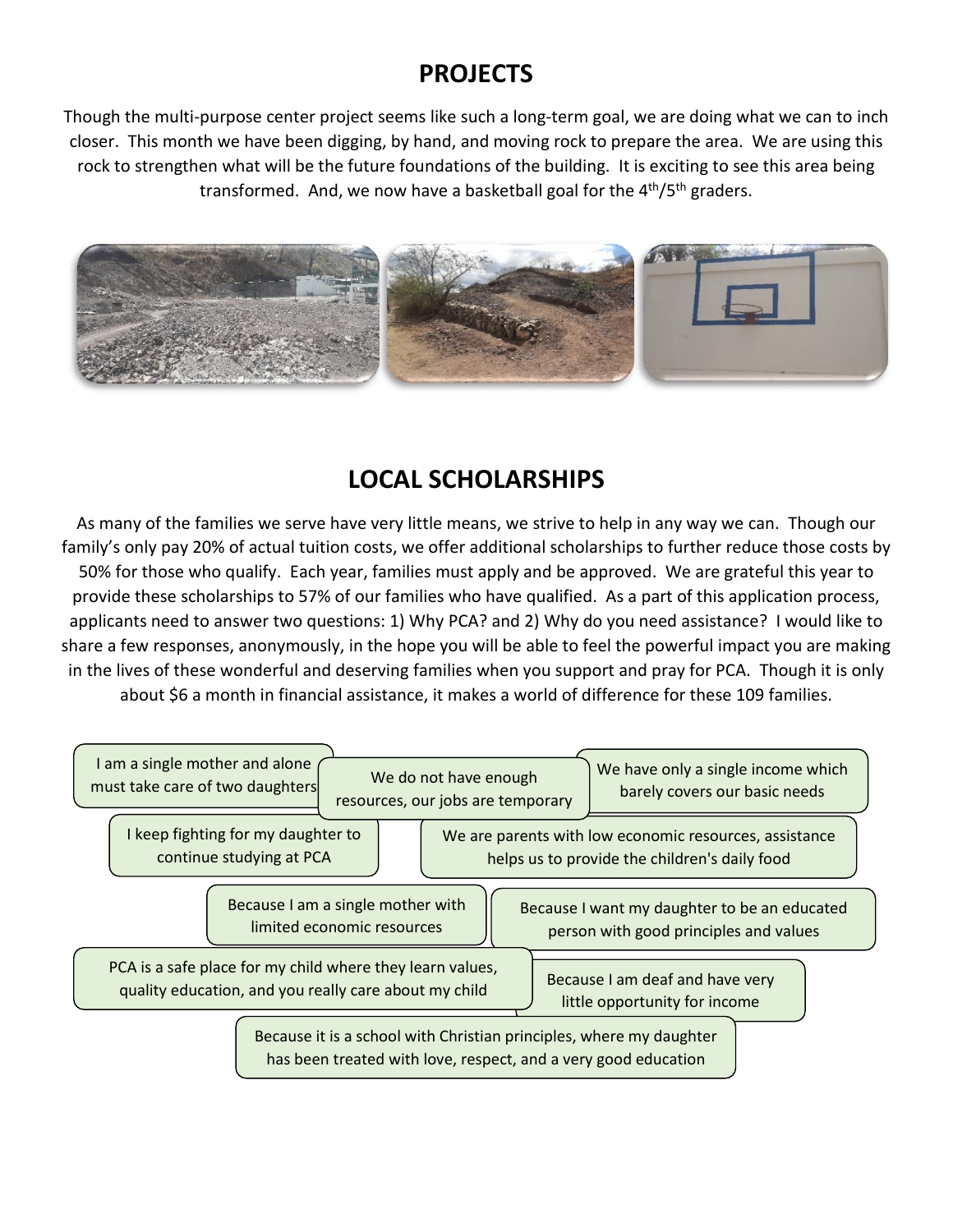## PROJECTS

Though the multi-purpose center project seems like such a long-term goal, we are doing what we can to inch closer. This month we have been digging, by hand, and moving rock to prepare the area. We are using this rock to strengthen what will be the future foundations of the building. It is exciting to see this area being transformed. And, we now have a basketball goal for the 4th/5th graders.

## LOCAL SCHOLARSHIPS

As many of the families we serve have very little means, we strive to help in any way we can. Though our family's only pay 20% of actual tuition costs, we offer additional scholarships to further reduce those costs by 50% for those who qualify. Each year, families must apply and be approved. We are grateful this year to provide these scholarships to 57% of our families who have qualified. As a part of this application process, applicants need to answer two questions: 1) Why PCA? and 2) Why do you need assistance? I would like to share a few responses, anonymously, in the hope you will be able to feel the powerful impact you are making in the lives of these wonderful and deserving families when you support and pray for PCA. Though it is only about $6 a month in financial assistance, it makes a world of difference for these 109 families.

I am a single mother and alone must take care of two daughters

We do not have enough resources, our jobs are temporary

We have only a single income which barely covers our basic needs

I keep fighting for my daughter to continue studying at PCA

We are parents with low economic resources, assistance helps us to provide the children's daily food

Because I am a single mother with limited economic resources

Because I want my daughter to be an educated person with good principles and values

PCA is a safe place for my child where they learn values, quality education, and you really care about my child

Because I am deaf and have very little opportunity for income

Because it is a school with Christian principles, where my daughter has been treated with love, respect, and a very good education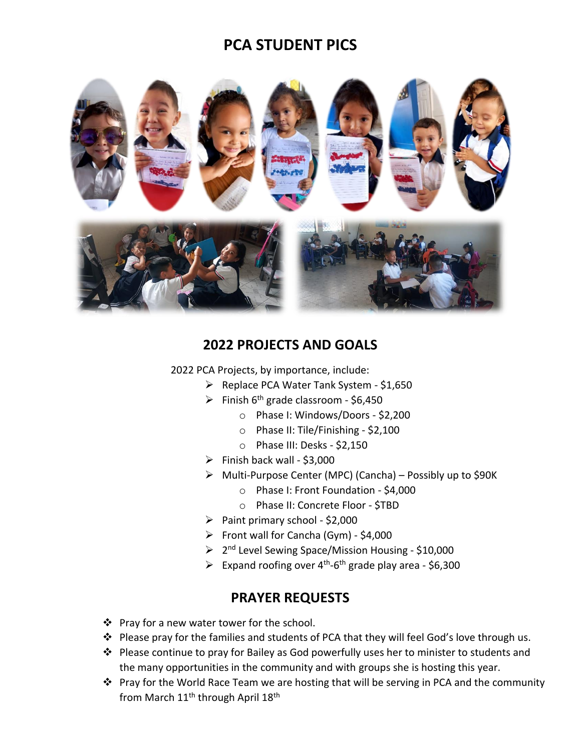# PCA STUDENT PICS

## 2022 PROJECTS AND GOALS

2022 PCA Projects, by importance, include:

- Replace PCA Water Tank System - $1,650
- Finish 6th grade classroom - $6,450
  - Phase I: Windows/Doors - $2,200
  - Phase II: Tile/Finishing - $2,100
  - Phase III: Desks - $2,150
- Finish back wall - $3,000
- Multi-Purpose Center (MPC) (Cancha) – Possibly up to $90K
  - Phase I: Front Foundation - $4,000
  - Phase II: Concrete Floor - $TBD
- Paint primary school - $2,000
- Front wall for Cancha (Gym) - $4,000
- 2nd Level Sewing Space/Mission Housing - $10,000
- Expand roofing over 4th-6th grade play area - $6,300

## PRAYER REQUESTS

- Pray for a new water tower for the school.
- Please pray for the families and students of PCA that they will feel God's love through us.
- Please continue to pray for Bailey as God powerfully uses her to minister to students and the many opportunities in the community and with groups she is hosting this year.
- Pray for the World Race Team we are hosting that will be serving in PCA and the community from March 11th through April 18th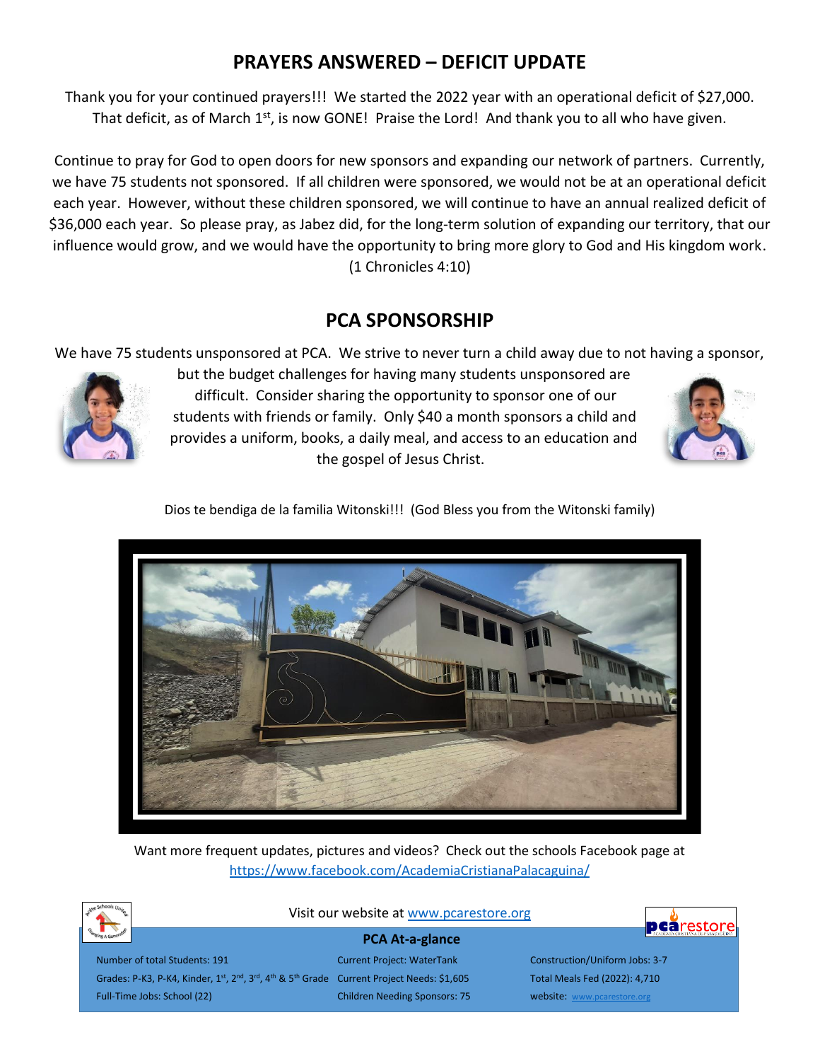## PRAYERS ANSWERED – DEFICIT UPDATE

Thank you for your continued prayers!!! We started the 2022 year with an operational deficit of $27,000. That deficit, as of March 1st, is now GONE! Praise the Lord! And thank you to all who have given.

Continue to pray for God to open doors for new sponsors and expanding our network of partners. Currently, we have 75 students not sponsored. If all children were sponsored, we would not be at an operational deficit each year. However, without these children sponsored, we will continue to have an annual realized deficit of $36,000 each year. So please pray, as Jabez did, for the long-term solution of expanding our territory, that our influence would grow, and we would have the opportunity to bring more glory to God and His kingdom work. (1 Chronicles 4:10)

## PCA SPONSORSHIP

We have 75 students unsponsored at PCA. We strive to never turn a child away due to not having a sponsor, but the budget challenges for having many students unsponsored are difficult. Consider sharing the opportunity to sponsor one of our students with friends or family. Only $40 a month sponsors a child and provides a uniform, books, a daily meal, and access to an education and the gospel of Jesus Christ.

Dios te bendiga de la familia Witonski!!! (God Bless you from the Witonski family)

Want more frequent updates, pictures and videos? Check out the schools Facebook page at https://www.facebook.com/AcademiaCristianaPalacaguina/

Visit our website at www.pcarestore.org

### PCA At-a-glance

| | | |
|---|---|---|
| Number of total Students: 191 | Current Project: WaterTank | Construction/Uniform Jobs: 3-7 |
| Grades: P-K3, P-K4, Kinder, 1st, 2nd, 3rd, 4th & 5th Grade | Current Project Needs: $1,605 | Total Meals Fed (2022): 4,710 |
| Full-Time Jobs: School (22) | Children Needing Sponsors: 75 | website: www.pcarestore.org |